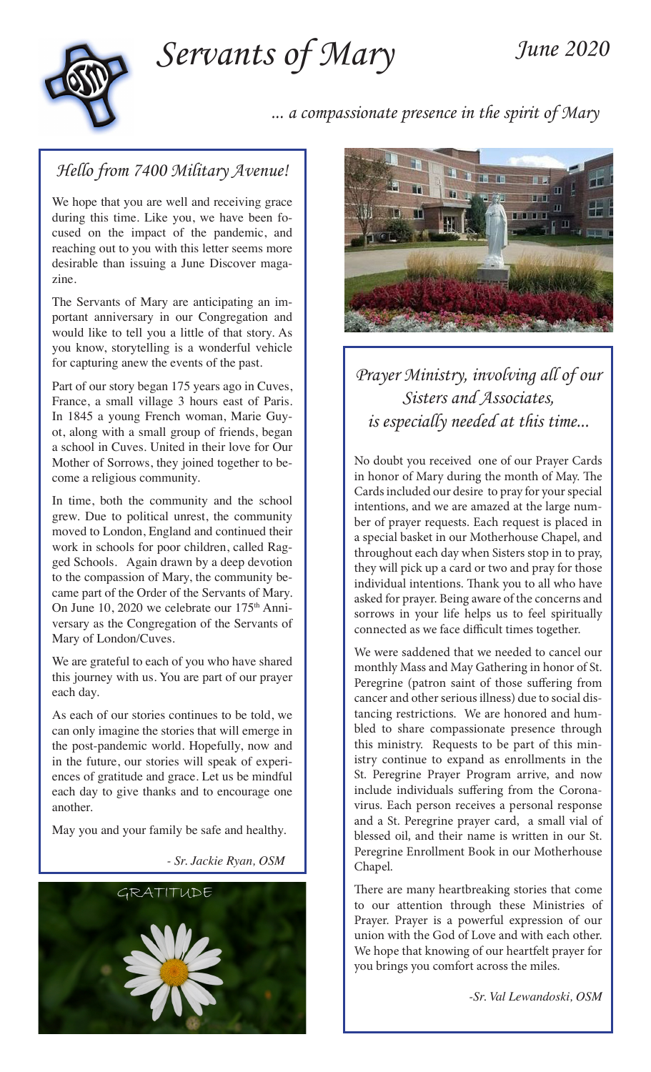# Servants of Mary

June 2020

*... a compassionate presence in the spirit of Mary*

## *Hello from 7400 Military Avenue!*

We hope that you are well and receiving grace during this time. Like you, we have been focused on the impact of the pandemic, and reaching out to you with this letter seems more desirable than issuing a June Discover magazine.

The Servants of Mary are anticipating an important anniversary in our Congregation and would like to tell you a little of that story. As you know, storytelling is a wonderful vehicle for capturing anew the events of the past.

Part of our story began 175 years ago in Cuves, France, a small village 3 hours east of Paris. In 1845 a young French woman, Marie Guyot, along with a small group of friends, began a school in Cuves. United in their love for Our Mother of Sorrows, they joined together to become a religious community.

In time, both the community and the school grew. Due to political unrest, the community moved to London, England and continued their work in schools for poor children, called Ragged Schools. Again drawn by a deep devotion to the compassion of Mary, the community became part of the Order of the Servants of Mary. On June 10, 2020 we celebrate our 175th Anniversary as the Congregation of the Servants of Mary of London/Cuves.

We are grateful to each of you who have shared this journey with us. You are part of our prayer each day.

As each of our stories continues to be told, we can only imagine the stories that will emerge in the post-pandemic world. Hopefully, now and in the future, our stories will speak of experiences of gratitude and grace. Let us be mindful each day to give thanks and to encourage one another.

May you and your family be safe and healthy.

*- Sr. Jackie Ryan, OSM*

GRATITUDE

## *Prayer Ministry, involving all of our Sisters and Associates, is especially needed at this time...*

No doubt you received one of our Prayer Cards in honor of Mary during the month of May. The Cards included our desire to pray for your special intentions, and we are amazed at the large number of prayer requests. Each request is placed in a special basket in our Motherhouse Chapel, and throughout each day when Sisters stop in to pray, they will pick up a card or two and pray for those individual intentions. Thank you to all who have asked for prayer. Being aware of the concerns and sorrows in your life helps us to feel spiritually connected as we face difficult times together.

We were saddened that we needed to cancel our monthly Mass and May Gathering in honor of St. Peregrine (patron saint of those suffering from cancer and other serious illness) due to social distancing restrictions. We are honored and humbled to share compassionate presence through this ministry. Requests to be part of this ministry continue to expand as enrollments in the St. Peregrine Prayer Program arrive, and now include individuals suffering from the Coronavirus. Each person receives a personal response and a St. Peregrine prayer card, a small vial of blessed oil, and their name is written in our St. Peregrine Enrollment Book in our Motherhouse Chapel.

There are many heartbreaking stories that come to our attention through these Ministries of Prayer. Prayer is a powerful expression of our union with the God of Love and with each other. We hope that knowing of our heartfelt prayer for you brings you comfort across the miles.

*-Sr. Val Lewandoski, OSM*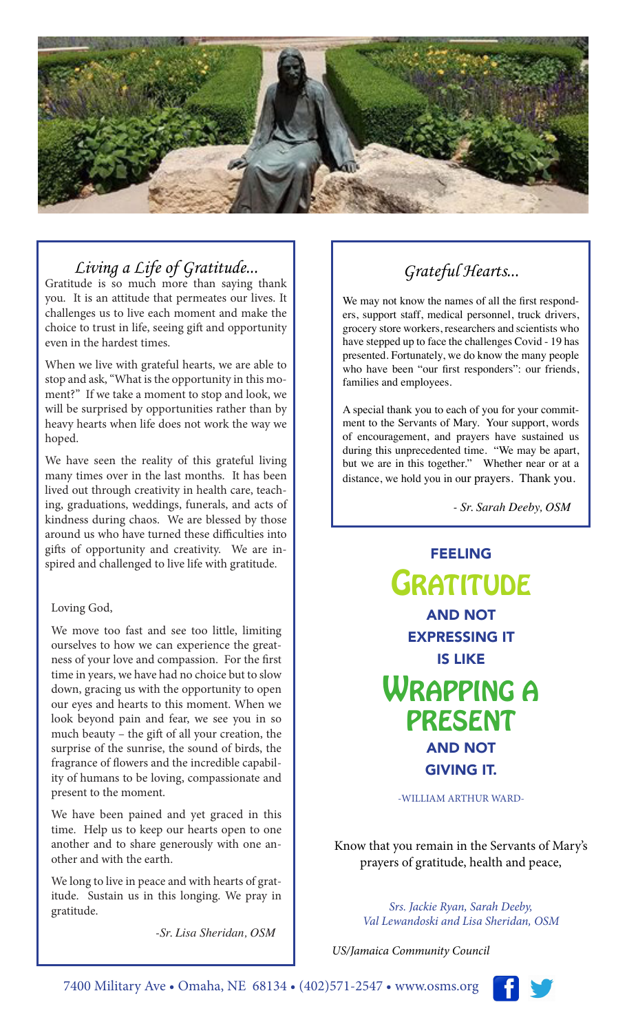## *Living a Life of Gratitude...*

Gratitude is so much more than saying thank you. It is an attitude that permeates our lives. It challenges us to live each moment and make the choice to trust in life, seeing gift and opportunity even in the hardest times.

When we live with grateful hearts, we are able to stop and ask, "What is the opportunity in this moment?" If we take a moment to stop and look, we will be surprised by opportunities rather than by heavy hearts when life does not work the way we hoped.

We have seen the reality of this grateful living many times over in the last months. It has been lived out through creativity in health care, teaching, graduations, weddings, funerals, and acts of kindness during chaos. We are blessed by those around us who have turned these difficulties into gifts of opportunity and creativity. We are inspired and challenged to live life with gratitude.

Loving God,

We move too fast and see too little, limiting ourselves to how we can experience the greatness of your love and compassion. For the first time in years, we have had no choice but to slow down, gracing us with the opportunity to open our eyes and hearts to this moment. When we look beyond pain and fear, we see you in so much beauty – the gift of all your creation, the surprise of the sunrise, the sound of birds, the fragrance of flowers and the incredible capability of humans to be loving, compassionate and present to the moment.

We have been pained and yet graced in this time. Help us to keep our hearts open to one another and to share generously with one another and with the earth.

We long to live in peace and with hearts of gratitude. Sustain us in this longing. We pray in gratitude.

*-Sr. Lisa Sheridan, OSM*

## *Grateful Hearts...*

We may not know the names of all the first responders, support staff, medical personnel, truck drivers, grocery store workers, researchers and scientists who have stepped up to face the challenges Covid - 19 has presented. Fortunately, we do know the many people who have been "our first responders": our friends, families and employees.

A special thank you to each of you for your commitment to the Servants of Mary. Your support, words of encouragement, and prayers have sustained us during this unprecedented time. "We may be apart, but we are in this together." Whether near or at a distance, we hold you in our prayers. Thank you.

*- Sr. Sarah Deeby, OSM*

**FEELING GRATITUDE AND NOT EXPRESSING IT IS LIKE WRAPPING A PRESENT AND NOT GIVING IT.**

-WILLIAM ARTHUR WARD-

Know that you remain in the Servants of Mary's prayers of gratitude, health and peace,

*Srs. Jackie Ryan, Sarah Deeby, Val Lewandoski and Lisa Sheridan, OSM*

*US/Jamaica Community Council*

7400 Military Ave • Omaha, NE 68134 • (402)571-2547 • www.osms.org